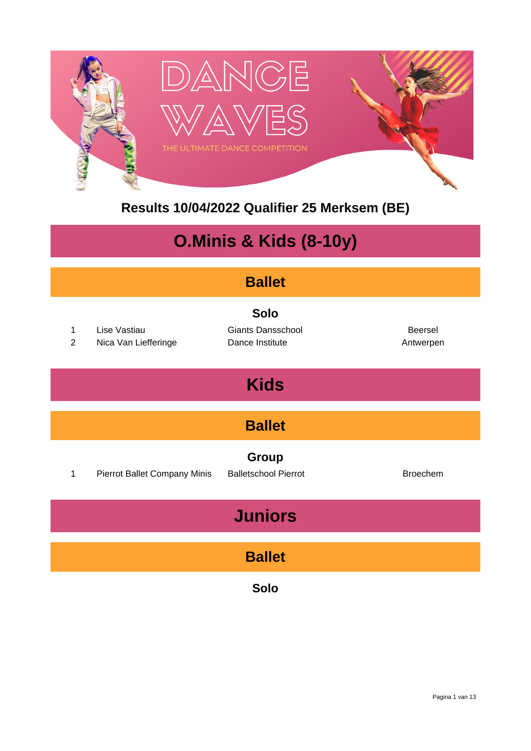# DANCE WAVES

THE ULTIMATE DANCE COMPETITION

## Results 10/04/2022 Qualifier 25 Merksem (BE)

# O.Minis & Kids (8-10y)

## Ballet

### Solo

| | | | |
|---|---|---|---|
| 1 | Lise Vastiau | Giants Dansschool | Beersel |
| 2 | Nica Van Liefferinge | Dance Institute | Antwerpen |

# Kids

## Ballet

### Group

| | | | |
|---|---|---|---|
| 1 | Pierrot Ballet Company Minis | Balletschool Pierrot | Broechem |

# Juniors

## Ballet

### Solo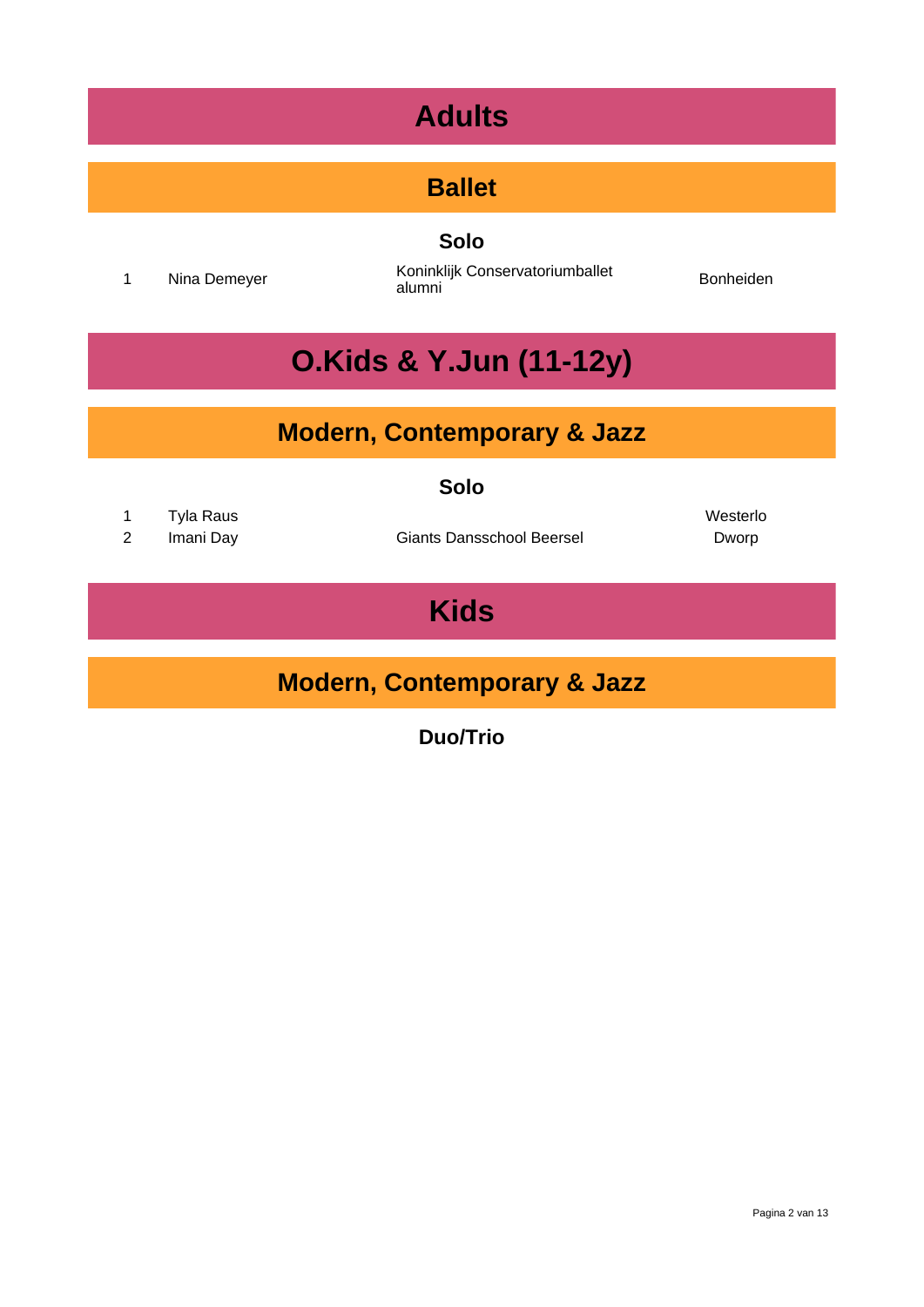# Adults

## Ballet

### Solo

| | | | |
|---|---|---|---|
| 1 | Nina Demeyer | Koninklijk Conservatoriumballet alumni | Bonheiden |

# O.Kids & Y.Jun (11-12y)

## Modern, Contemporary & Jazz

### Solo

| | | | |
|---|---|---|---|
| 1 | Tyla Raus | | Westerlo |
| 2 | Imani Day | Giants Dansschool Beersel | Dworp |

# Kids

## Modern, Contemporary & Jazz

### Duo/Trio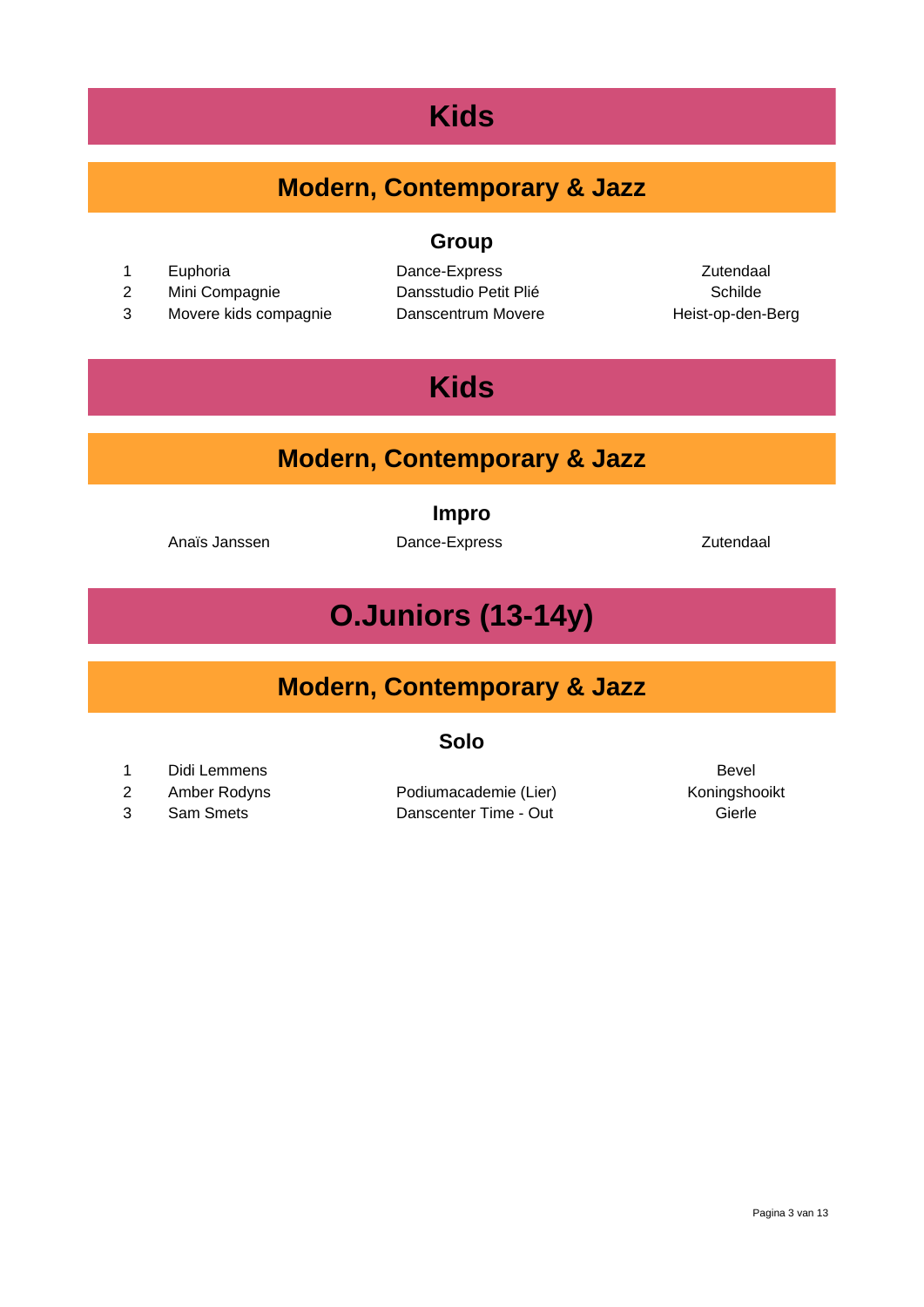# Kids

## Modern, Contemporary & Jazz

### Group

| | | | |
|---|---|---|---|
| 1 | Euphoria | Dance-Express | Zutendaal |
| 2 | Mini Compagnie | Dansstudio Petit Plié | Schilde |
| 3 | Movere kids compagnie | Danscentrum Movere | Heist-op-den-Berg |

# Kids

## Modern, Contemporary & Jazz

### Impro

| | | |
|---|---|---|
| Anaïs Janssen | Dance-Express | Zutendaal |

# O.Juniors (13-14y)

## Modern, Contemporary & Jazz

### Solo

| | | | |
|---|---|---|---|
| 1 | Didi Lemmens | | Bevel |
| 2 | Amber Rodyns | Podiumacademie (Lier) | Koningshooikt |
| 3 | Sam Smets | Danscenter Time - Out | Gierle |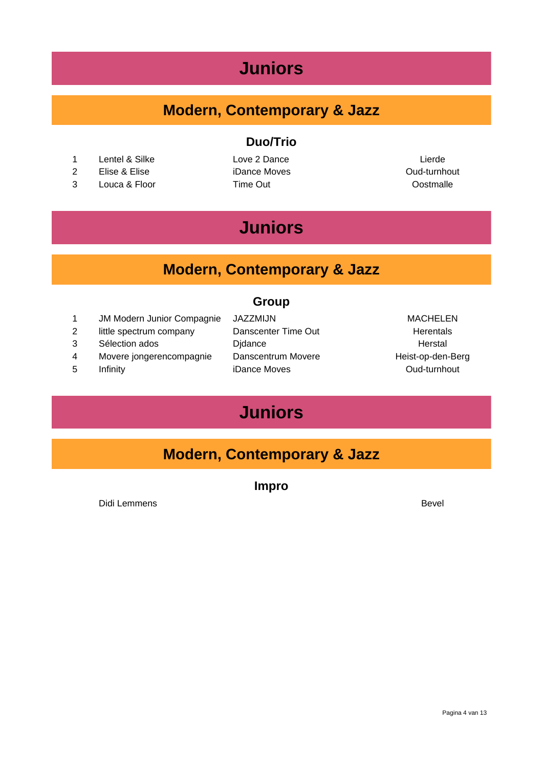# Juniors

## Modern, Contemporary & Jazz

### Duo/Trio

| | | | |
|---|---|---|---|
| 1 | Lentel & Silke | Love 2 Dance | Lierde |
| 2 | Elise & Elise | iDance Moves | Oud-turnhout |
| 3 | Louca & Floor | Time Out | Oostmalle |

# Juniors

## Modern, Contemporary & Jazz

### Group

| | | | |
|---|---|---|---|
| 1 | JM Modern Junior Compagnie | JAZZMIJN | MACHELEN |
| 2 | little spectrum company | Danscenter Time Out | Herentals |
| 3 | Sélection ados | Djdance | Herstal |
| 4 | Movere jongerencompagnie | Danscentrum Movere | Heist-op-den-Berg |
| 5 | Infinity | iDance Moves | Oud-turnhout |

# Juniors

## Modern, Contemporary & Jazz

### Impro

| | |
|---|---|
| Didi Lemmens | Bevel |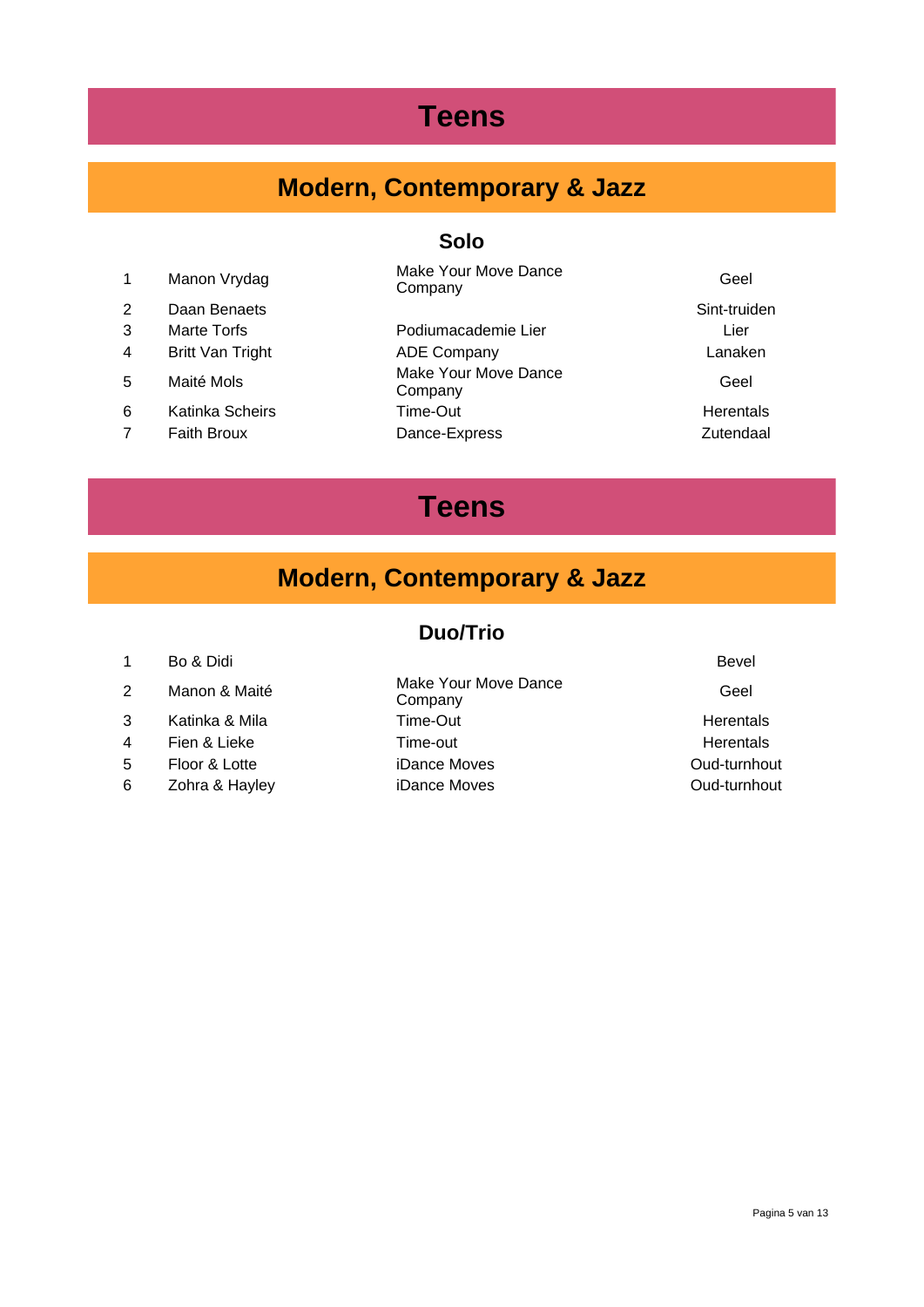# Teens

## Modern, Contemporary & Jazz

### Solo

| | | | |
|---|---|---|---|
| 1 | Manon Vrydag | Make Your Move Dance Company | Geel |
| 2 | Daan Benaets | | Sint-truiden |
| 3 | Marte Torfs | Podiumacademie Lier | Lier |
| 4 | Britt Van Tright | ADE Company | Lanaken |
| 5 | Maité Mols | Make Your Move Dance Company | Geel |
| 6 | Katinka Scheirs | Time-Out | Herentals |
| 7 | Faith Broux | Dance-Express | Zutendaal |

# Teens

## Modern, Contemporary & Jazz

### Duo/Trio

| | | | |
|---|---|---|---|
| 1 | Bo & Didi | | Bevel |
| 2 | Manon & Maité | Make Your Move Dance Company | Geel |
| 3 | Katinka & Mila | Time-Out | Herentals |
| 4 | Fien & Lieke | Time-out | Herentals |
| 5 | Floor & Lotte | iDance Moves | Oud-turnhout |
| 6 | Zohra & Hayley | iDance Moves | Oud-turnhout |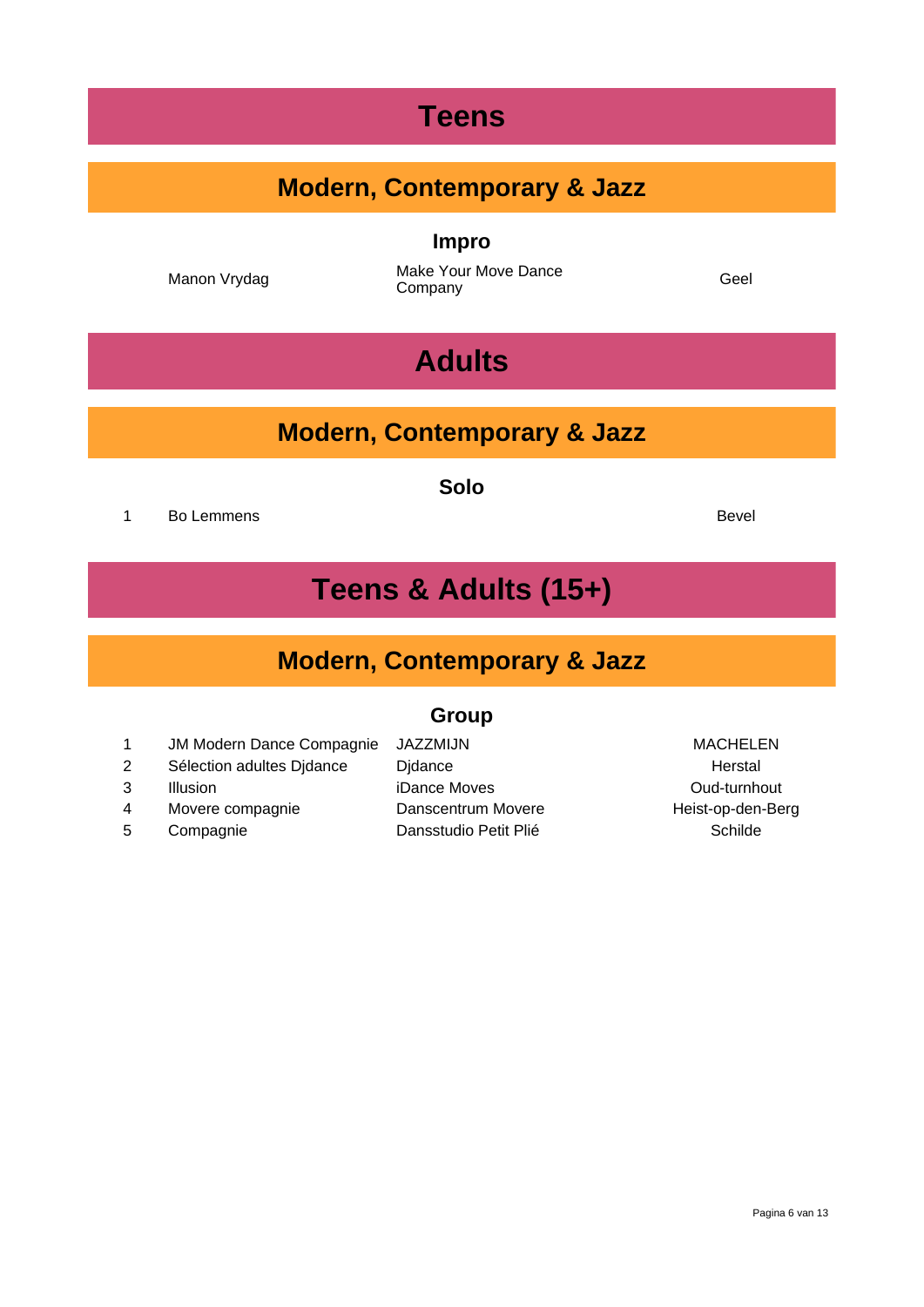# Teens

## Modern, Contemporary & Jazz

### Impro

| | | | |
|---|---|---|---|
| | Manon Vrydag | Make Your Move Dance Company | Geel |

# Adults

## Modern, Contemporary & Jazz

### Solo

| | | | |
|---|---|---|---|
| 1 | Bo Lemmens | | Bevel |

# Teens & Adults (15+)

## Modern, Contemporary & Jazz

### Group

| | | | |
|---|---|---|---|
| 1 | JM Modern Dance Compagnie | JAZZMIJN | MACHELEN |
| 2 | Sélection adultes Djdance | Djdance | Herstal |
| 3 | Illusion | iDance Moves | Oud-turnhout |
| 4 | Movere compagnie | Danscentrum Movere | Heist-op-den-Berg |
| 5 | Compagnie | Dansstudio Petit Plié | Schilde |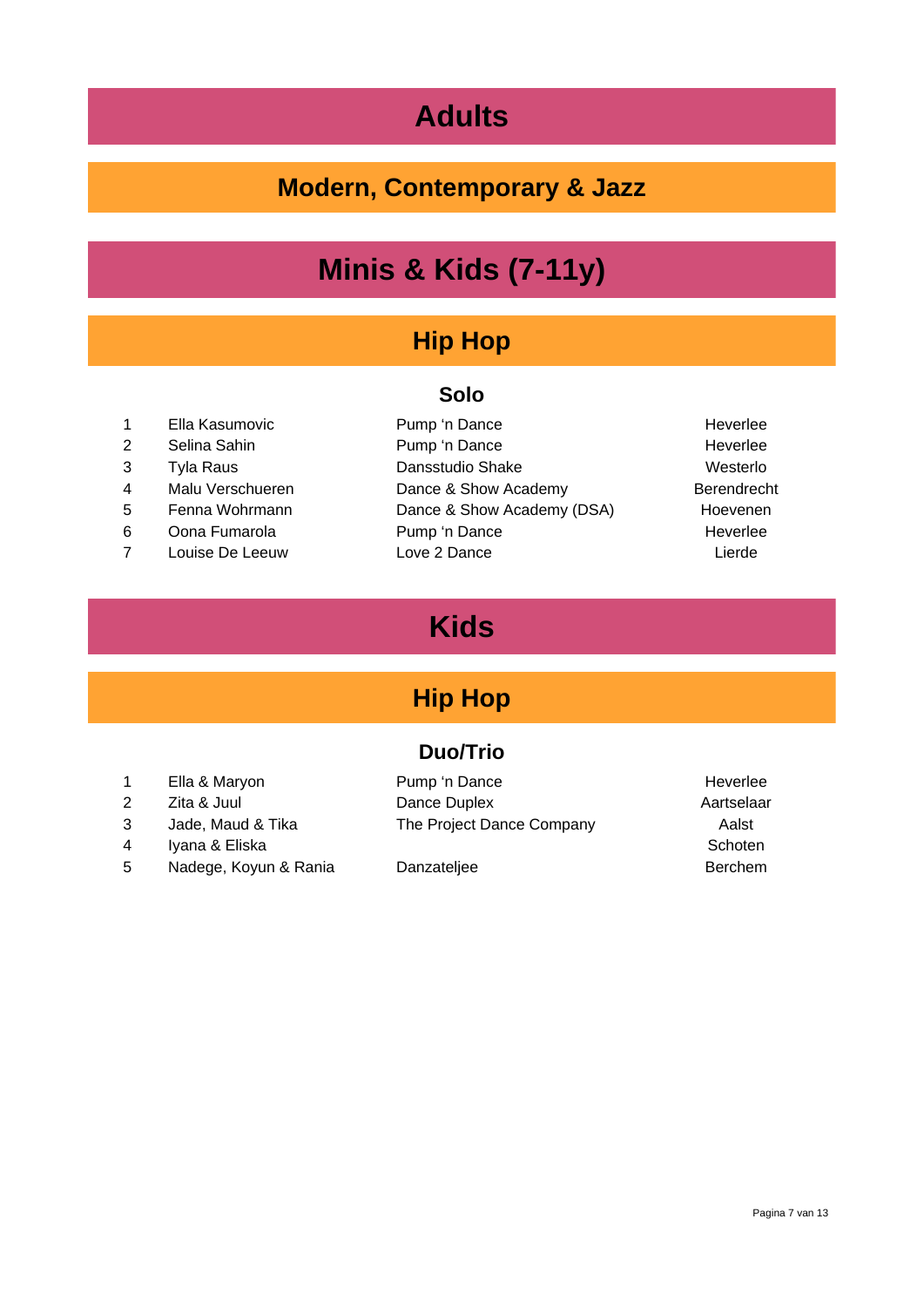# Adults

## Modern, Contemporary & Jazz

# Minis & Kids (7-11y)

## Hip Hop

### Solo

| | | | |
|---|---|---|---|
| 1 | Ella Kasumovic | Pump 'n Dance | Heverlee |
| 2 | Selina Sahin | Pump 'n Dance | Heverlee |
| 3 | Tyla Raus | Dansstudio Shake | Westerlo |
| 4 | Malu Verschueren | Dance & Show Academy | Berendrecht |
| 5 | Fenna Wohrmann | Dance & Show Academy (DSA) | Hoevenen |
| 6 | Oona Fumarola | Pump 'n Dance | Heverlee |
| 7 | Louise De Leeuw | Love 2 Dance | Lierde |

# Kids

## Hip Hop

### Duo/Trio

| | | | |
|---|---|---|---|
| 1 | Ella & Maryon | Pump 'n Dance | Heverlee |
| 2 | Zita & Juul | Dance Duplex | Aartselaar |
| 3 | Jade, Maud & Tika | The Project Dance Company | Aalst |
| 4 | Iyana & Eliska | | Schoten |
| 5 | Nadege, Koyun & Rania | Danzateljee | Berchem |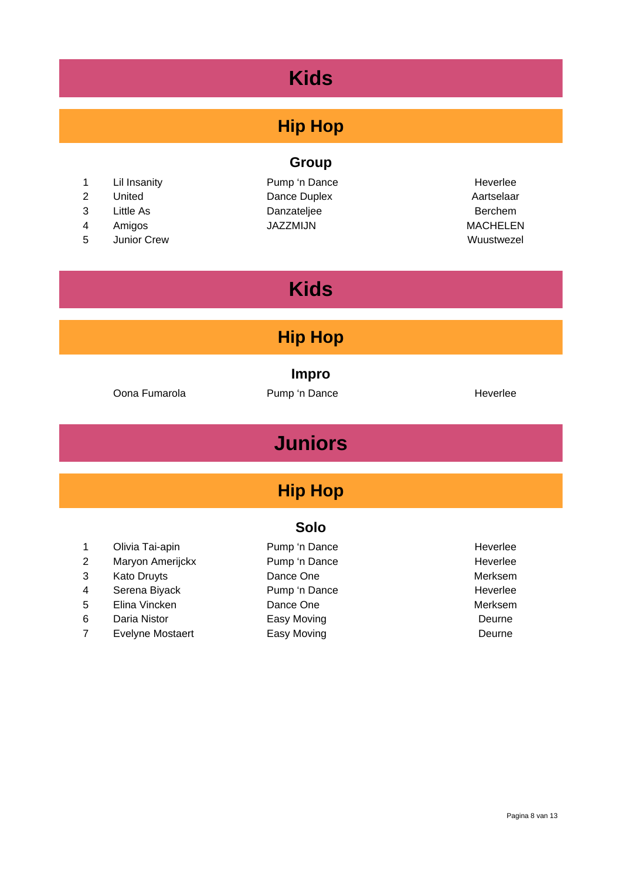# Kids

## Hip Hop

### Group

| | | | |
|---|---|---|---|
| 1 | Lil Insanity | Pump ‘n Dance | Heverlee |
| 2 | United | Dance Duplex | Aartselaar |
| 3 | Little As | Danzateljee | Berchem |
| 4 | Amigos | JAZZMIJN | MACHELEN |
| 5 | Junior Crew | | Wuustwezel |

# Kids

## Hip Hop

### Impro

| | | |
|---|---|---|
| Oona Fumarola | Pump ‘n Dance | Heverlee |

# Juniors

## Hip Hop

### Solo

| | | | |
|---|---|---|---|
| 1 | Olivia Tai-apin | Pump ‘n Dance | Heverlee |
| 2 | Maryon Amerijckx | Pump ‘n Dance | Heverlee |
| 3 | Kato Druyts | Dance One | Merksem |
| 4 | Serena Biyack | Pump ‘n Dance | Heverlee |
| 5 | Elina Vincken | Dance One | Merksem |
| 6 | Daria Nistor | Easy Moving | Deurne |
| 7 | Evelyne Mostaert | Easy Moving | Deurne |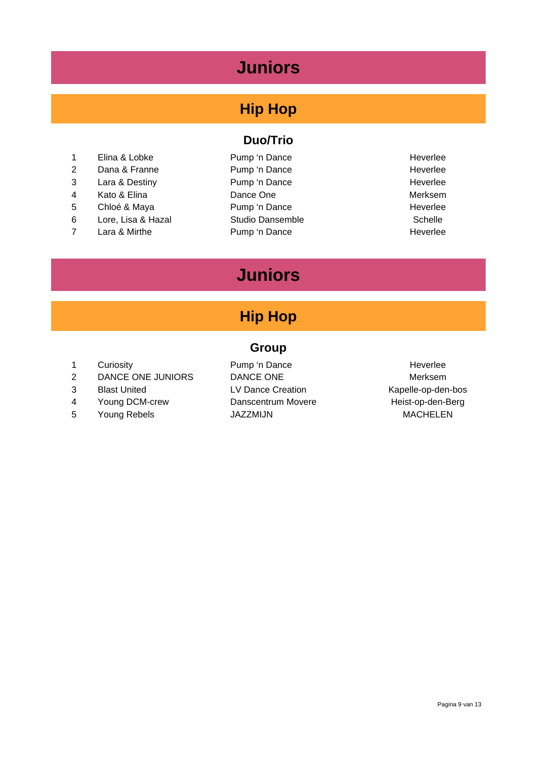# Juniors

## Hip Hop

### Duo/Trio

| | | | |
|---|---|---|---|
| 1 | Elina & Lobke | Pump ‘n Dance | Heverlee |
| 2 | Dana & Franne | Pump ‘n Dance | Heverlee |
| 3 | Lara & Destiny | Pump ‘n Dance | Heverlee |
| 4 | Kato & Elina | Dance One | Merksem |
| 5 | Chloé & Maya | Pump ‘n Dance | Heverlee |
| 6 | Lore, Lisa & Hazal | Studio Dansemble | Schelle |
| 7 | Lara & Mirthe | Pump ‘n Dance | Heverlee |

# Juniors

## Hip Hop

### Group

| | | | |
|---|---|---|---|
| 1 | Curiosity | Pump ‘n Dance | Heverlee |
| 2 | DANCE ONE JUNIORS | DANCE ONE | Merksem |
| 3 | Blast United | LV Dance Creation | Kapelle-op-den-bos |
| 4 | Young DCM-crew | Danscentrum Movere | Heist-op-den-Berg |
| 5 | Young Rebels | JAZZMIJN | MACHELEN |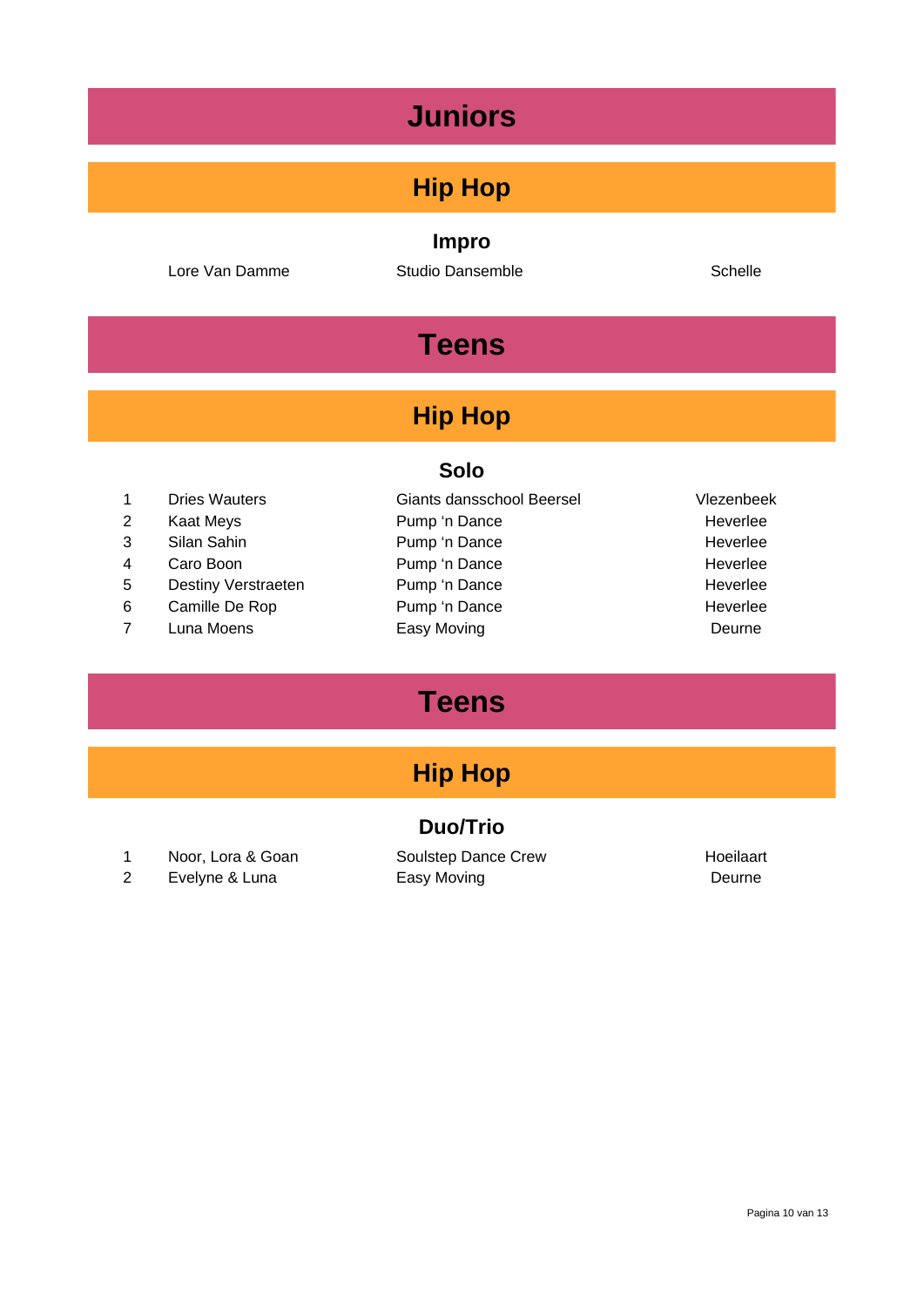# Juniors

## Hip Hop

### Impro

| | | | |
|---|---|---|---|
| | Lore Van Damme | Studio Dansemble | Schelle |

# Teens

## Hip Hop

### Solo

| | | | |
|---|---|---|---|
| 1 | Dries Wauters | Giants dansschool Beersel | Vlezenbeek |
| 2 | Kaat Meys | Pump ‘n Dance | Heverlee |
| 3 | Silan Sahin | Pump ‘n Dance | Heverlee |
| 4 | Caro Boon | Pump ‘n Dance | Heverlee |
| 5 | Destiny Verstraeten | Pump ‘n Dance | Heverlee |
| 6 | Camille De Rop | Pump ‘n Dance | Heverlee |
| 7 | Luna Moens | Easy Moving | Deurne |

# Teens

## Hip Hop

### Duo/Trio

| | | | |
|---|---|---|---|
| 1 | Noor, Lora & Goan | Soulstep Dance Crew | Hoeilaart |
| 2 | Evelyne & Luna | Easy Moving | Deurne |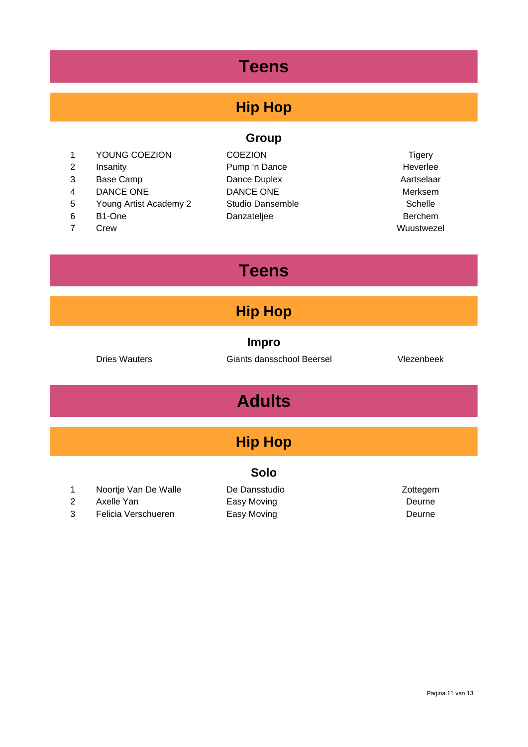# Teens

## Hip Hop

### Group

| | | | |
|---|---|---|---|
| 1 | YOUNG COEZION | COEZION | Tigery |
| 2 | Insanity | Pump 'n Dance | Heverlee |
| 3 | Base Camp | Dance Duplex | Aartselaar |
| 4 | DANCE ONE | DANCE ONE | Merksem |
| 5 | Young Artist Academy 2 | Studio Dansemble | Schelle |
| 6 | B1-One | Danzateljee | Berchem |
| 7 | Crew | | Wuustwezel |

# Teens

## Hip Hop

### Impro

| | | |
|---|---|---|
| Dries Wauters | Giants dansschool Beersel | Vlezenbeek |

# Adults

## Hip Hop

### Solo

| | | | |
|---|---|---|---|
| 1 | Noortje Van De Walle | De Dansstudio | Zottegem |
| 2 | Axelle Yan | Easy Moving | Deurne |
| 3 | Felicia Verschueren | Easy Moving | Deurne |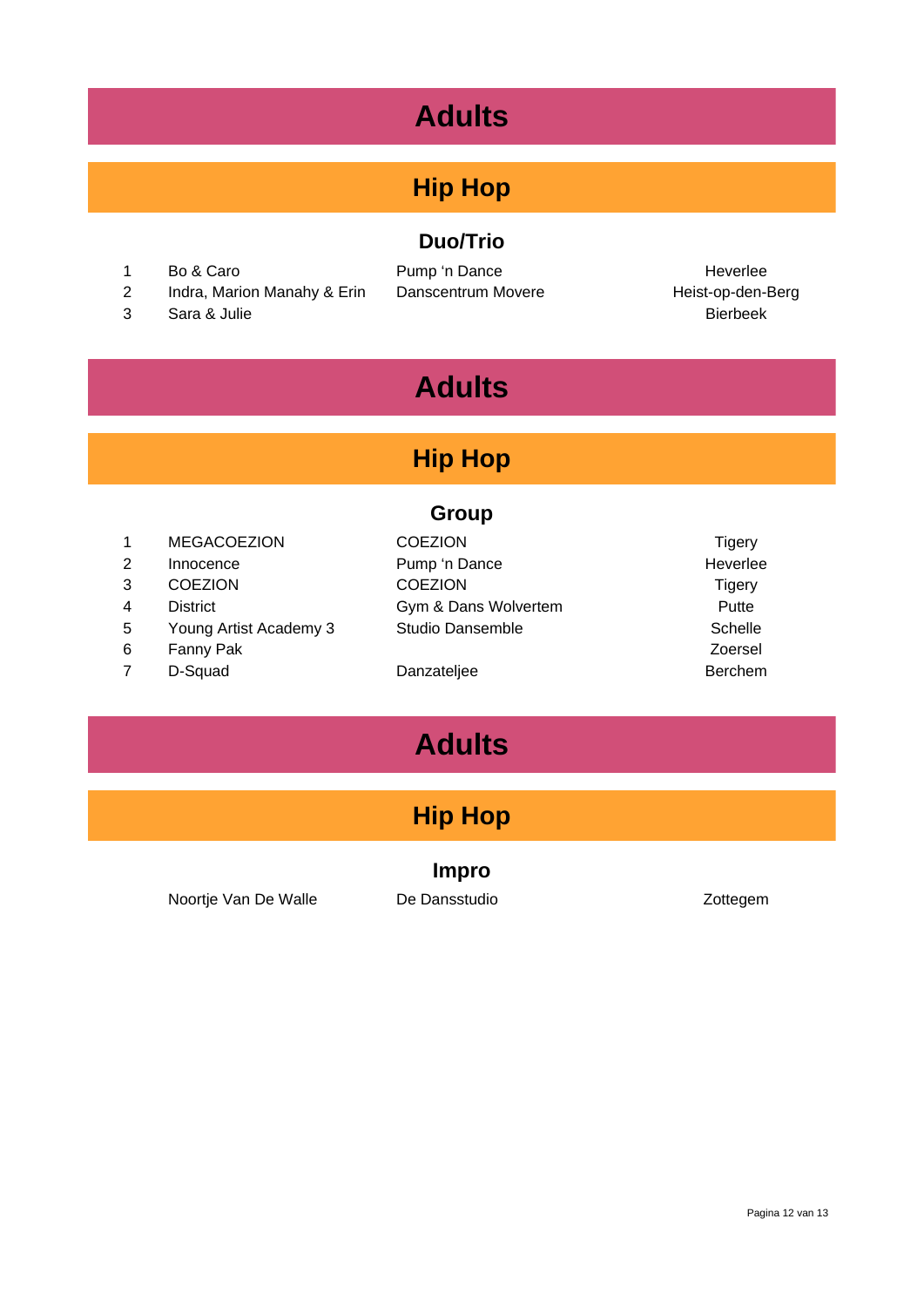# Adults

## Hip Hop

### Duo/Trio

| | | | |
|---|---|---|---|
| 1 | Bo & Caro | Pump 'n Dance | Heverlee |
| 2 | Indra, Marion Manahy & Erin | Danscentrum Movere | Heist-op-den-Berg |
| 3 | Sara & Julie | | Bierbeek |

# Adults

## Hip Hop

### Group

| | | | |
|---|---|---|---|
| 1 | MEGACOEZION | COEZION | Tigery |
| 2 | Innocence | Pump 'n Dance | Heverlee |
| 3 | COEZION | COEZION | Tigery |
| 4 | District | Gym & Dans Wolvertem | Putte |
| 5 | Young Artist Academy 3 | Studio Dansemble | Schelle |
| 6 | Fanny Pak | | Zoersel |
| 7 | D-Squad | Danzateljee | Berchem |

# Adults

## Hip Hop

### Impro

| | | |
|---|---|---|
| Noortje Van De Walle | De Dansstudio | Zottegem |